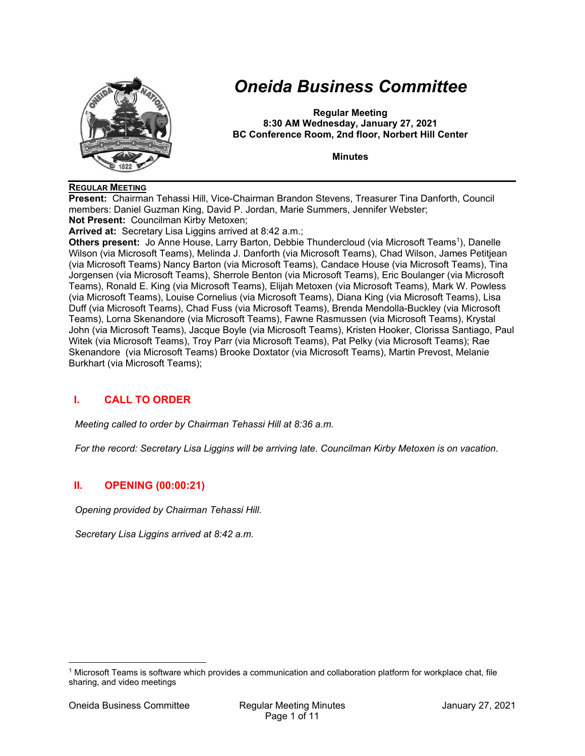# Oneida Business Committee

**Regular Meeting**
**8:30 AM Wednesday, January 27, 2021**
**BC Conference Room, 2nd floor, Norbert Hill Center**

**Minutes**

---

**REGULAR MEETING**

**Present:** Chairman Tehassi Hill, Vice-Chairman Brandon Stevens, Treasurer Tina Danforth, Council members: Daniel Guzman King, David P. Jordan, Marie Summers, Jennifer Webster;
**Not Present:** Councilman Kirby Metoxen;
**Arrived at:** Secretary Lisa Liggins arrived at 8:42 a.m.;
**Others present:** Jo Anne House, Larry Barton, Debbie Thundercloud (via Microsoft Teams[1]), Danelle Wilson (via Microsoft Teams), Melinda J. Danforth (via Microsoft Teams), Chad Wilson, James Petitjean (via Microsoft Teams) Nancy Barton (via Microsoft Teams), Candace House (via Microsoft Teams), Tina Jorgensen (via Microsoft Teams), Sherrole Benton (via Microsoft Teams), Eric Boulanger (via Microsoft Teams), Ronald E. King (via Microsoft Teams), Elijah Metoxen (via Microsoft Teams), Mark W. Powless (via Microsoft Teams), Louise Cornelius (via Microsoft Teams), Diana King (via Microsoft Teams), Lisa Duff (via Microsoft Teams), Chad Fuss (via Microsoft Teams), Brenda Mendolla-Buckley (via Microsoft Teams), Lorna Skenandore (via Microsoft Teams), Fawne Rasmussen (via Microsoft Teams), Krystal John (via Microsoft Teams), Jacque Boyle (via Microsoft Teams), Kristen Hooker, Clorissa Santiago, Paul Witek (via Microsoft Teams), Troy Parr (via Microsoft Teams), Pat Pelky (via Microsoft Teams); Rae Skenandore (via Microsoft Teams) Brooke Doxtator (via Microsoft Teams), Martin Prevost, Melanie Burkhart (via Microsoft Teams);

## I. CALL TO ORDER

*Meeting called to order by Chairman Tehassi Hill at 8:36 a.m.*

*For the record: Secretary Lisa Liggins will be arriving late. Councilman Kirby Metoxen is on vacation.*

## II. OPENING (00:00:21)

*Opening provided by Chairman Tehassi Hill.*

*Secretary Lisa Liggins arrived at 8:42 a.m.*

---

[1] Microsoft Teams is software which provides a communication and collaboration platform for workplace chat, file sharing, and video meetings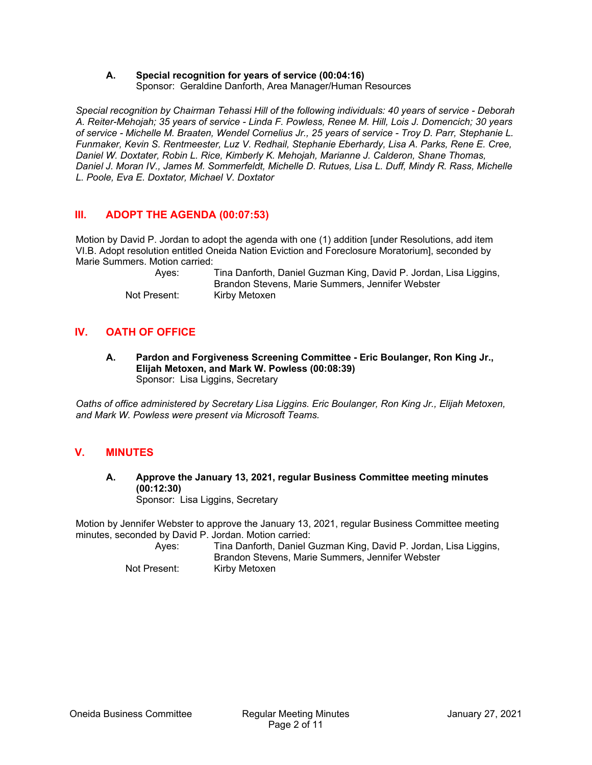### A. Special recognition for years of service (00:04:16)
Sponsor: Geraldine Danforth, Area Manager/Human Resources

*Special recognition by Chairman Tehassi Hill of the following individuals: 40 years of service - Deborah A. Reiter-Mehojah; 35 years of service - Linda F. Powless, Renee M. Hill, Lois J. Domencich; 30 years of service - Michelle M. Braaten, Wendel Cornelius Jr., 25 years of service - Troy D. Parr, Stephanie L. Funmaker, Kevin S. Rentmeester, Luz V. Redhail, Stephanie Eberhardy, Lisa A. Parks, Rene E. Cree, Daniel W. Doxtater, Robin L. Rice, Kimberly K. Mehojah, Marianne J. Calderon, Shane Thomas, Daniel J. Moran IV., James M. Sommerfeldt, Michelle D. Rutues, Lisa L. Duff, Mindy R. Rass, Michelle L. Poole, Eva E. Doxtator, Michael V. Doxtator*

## III. ADOPT THE AGENDA (00:07:53)

Motion by David P. Jordan to adopt the agenda with one (1) addition [under Resolutions, add item VI.B. Adopt resolution entitled Oneida Nation Eviction and Foreclosure Moratorium], seconded by Marie Summers. Motion carried:

Ayes: Tina Danforth, Daniel Guzman King, David P. Jordan, Lisa Liggins, Brandon Stevens, Marie Summers, Jennifer Webster
Not Present: Kirby Metoxen

## IV. OATH OF OFFICE

### A. Pardon and Forgiveness Screening Committee - Eric Boulanger, Ron King Jr., Elijah Metoxen, and Mark W. Powless (00:08:39)
Sponsor: Lisa Liggins, Secretary

*Oaths of office administered by Secretary Lisa Liggins. Eric Boulanger, Ron King Jr., Elijah Metoxen, and Mark W. Powless were present via Microsoft Teams.*

## V. MINUTES

### A. Approve the January 13, 2021, regular Business Committee meeting minutes (00:12:30)
Sponsor: Lisa Liggins, Secretary

Motion by Jennifer Webster to approve the January 13, 2021, regular Business Committee meeting minutes, seconded by David P. Jordan. Motion carried:

Ayes: Tina Danforth, Daniel Guzman King, David P. Jordan, Lisa Liggins, Brandon Stevens, Marie Summers, Jennifer Webster
Not Present: Kirby Metoxen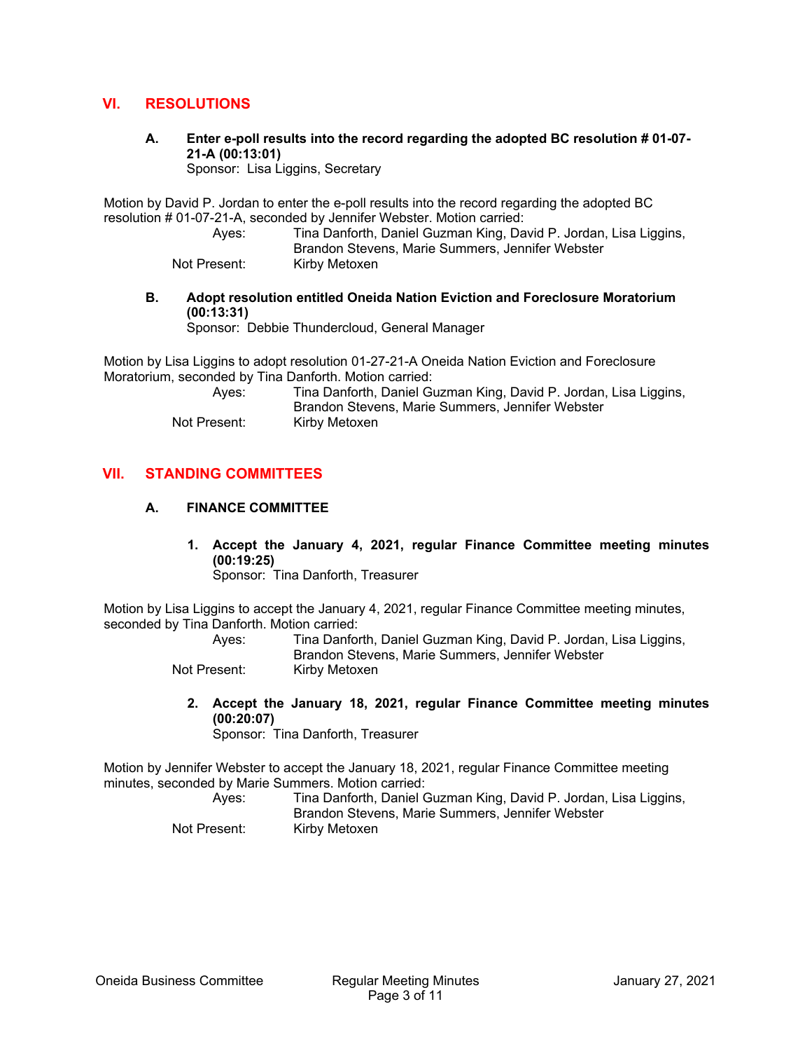## VI. RESOLUTIONS

### A. Enter e-poll results into the record regarding the adopted BC resolution # 01-07-21-A (00:13:01)

Sponsor: Lisa Liggins, Secretary

Motion by David P. Jordan to enter the e-poll results into the record regarding the adopted BC resolution # 01-07-21-A, seconded by Jennifer Webster. Motion carried:

Ayes: Tina Danforth, Daniel Guzman King, David P. Jordan, Lisa Liggins, Brandon Stevens, Marie Summers, Jennifer Webster

Not Present: Kirby Metoxen

### B. Adopt resolution entitled Oneida Nation Eviction and Foreclosure Moratorium (00:13:31)

Sponsor: Debbie Thundercloud, General Manager

Motion by Lisa Liggins to adopt resolution 01-27-21-A Oneida Nation Eviction and Foreclosure Moratorium, seconded by Tina Danforth. Motion carried:

Ayes: Tina Danforth, Daniel Guzman King, David P. Jordan, Lisa Liggins, Brandon Stevens, Marie Summers, Jennifer Webster

Not Present: Kirby Metoxen

## VII. STANDING COMMITTEES

### A. FINANCE COMMITTEE

**1. Accept the January 4, 2021, regular Finance Committee meeting minutes (00:19:25)**

Sponsor: Tina Danforth, Treasurer

Motion by Lisa Liggins to accept the January 4, 2021, regular Finance Committee meeting minutes, seconded by Tina Danforth. Motion carried:

Ayes: Tina Danforth, Daniel Guzman King, David P. Jordan, Lisa Liggins, Brandon Stevens, Marie Summers, Jennifer Webster

Not Present: Kirby Metoxen

**2. Accept the January 18, 2021, regular Finance Committee meeting minutes (00:20:07)**

Sponsor: Tina Danforth, Treasurer

Motion by Jennifer Webster to accept the January 18, 2021, regular Finance Committee meeting minutes, seconded by Marie Summers. Motion carried:

Ayes: Tina Danforth, Daniel Guzman King, David P. Jordan, Lisa Liggins, Brandon Stevens, Marie Summers, Jennifer Webster

Not Present: Kirby Metoxen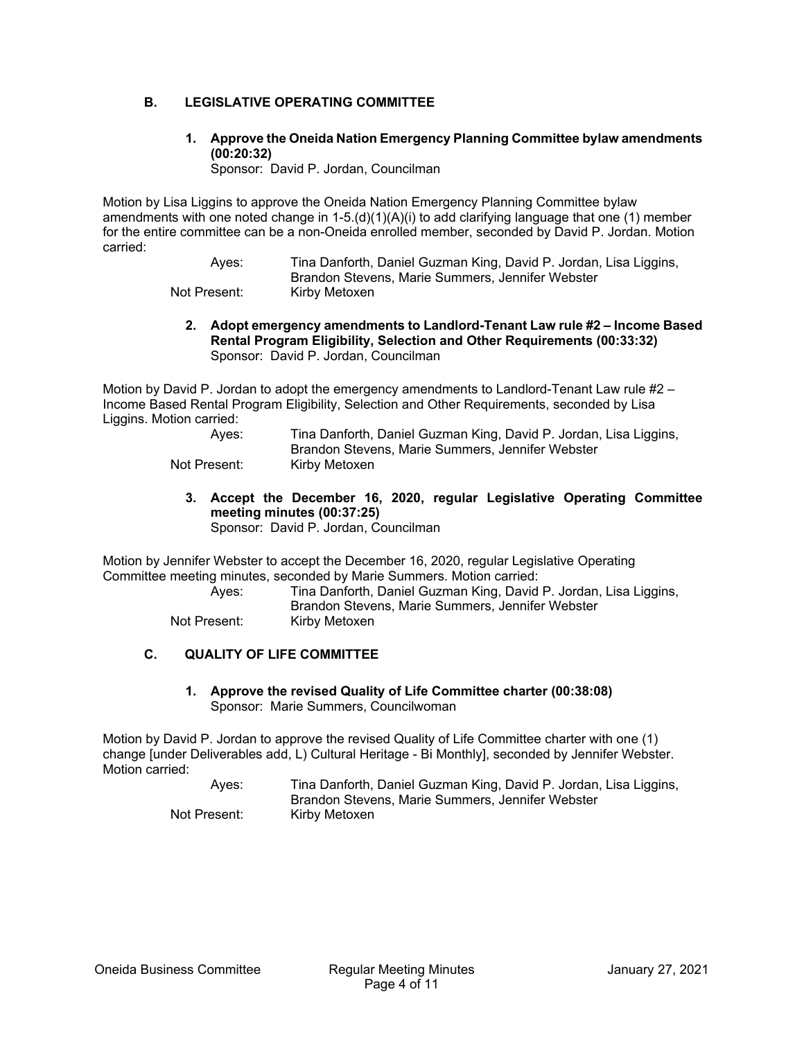## B. LEGISLATIVE OPERATING COMMITTEE

### 1. Approve the Oneida Nation Emergency Planning Committee bylaw amendments (00:20:32)

Sponsor: David P. Jordan, Councilman

Motion by Lisa Liggins to approve the Oneida Nation Emergency Planning Committee bylaw amendments with one noted change in 1-5.(d)(1)(A)(i) to add clarifying language that one (1) member for the entire committee can be a non-Oneida enrolled member, seconded by David P. Jordan. Motion carried:

Ayes: Tina Danforth, Daniel Guzman King, David P. Jordan, Lisa Liggins, Brandon Stevens, Marie Summers, Jennifer Webster
Not Present: Kirby Metoxen

### 2. Adopt emergency amendments to Landlord-Tenant Law rule #2 – Income Based Rental Program Eligibility, Selection and Other Requirements (00:33:32)

Sponsor: David P. Jordan, Councilman

Motion by David P. Jordan to adopt the emergency amendments to Landlord-Tenant Law rule #2 – Income Based Rental Program Eligibility, Selection and Other Requirements, seconded by Lisa Liggins. Motion carried:

Ayes: Tina Danforth, Daniel Guzman King, David P. Jordan, Lisa Liggins, Brandon Stevens, Marie Summers, Jennifer Webster
Not Present: Kirby Metoxen

### 3. Accept the December 16, 2020, regular Legislative Operating Committee meeting minutes (00:37:25)

Sponsor: David P. Jordan, Councilman

Motion by Jennifer Webster to accept the December 16, 2020, regular Legislative Operating Committee meeting minutes, seconded by Marie Summers. Motion carried:

Ayes: Tina Danforth, Daniel Guzman King, David P. Jordan, Lisa Liggins, Brandon Stevens, Marie Summers, Jennifer Webster
Not Present: Kirby Metoxen

## C. QUALITY OF LIFE COMMITTEE

### 1. Approve the revised Quality of Life Committee charter (00:38:08)

Sponsor: Marie Summers, Councilwoman

Motion by David P. Jordan to approve the revised Quality of Life Committee charter with one (1) change [under Deliverables add, L) Cultural Heritage - Bi Monthly], seconded by Jennifer Webster. Motion carried:

Ayes: Tina Danforth, Daniel Guzman King, David P. Jordan, Lisa Liggins, Brandon Stevens, Marie Summers, Jennifer Webster
Not Present: Kirby Metoxen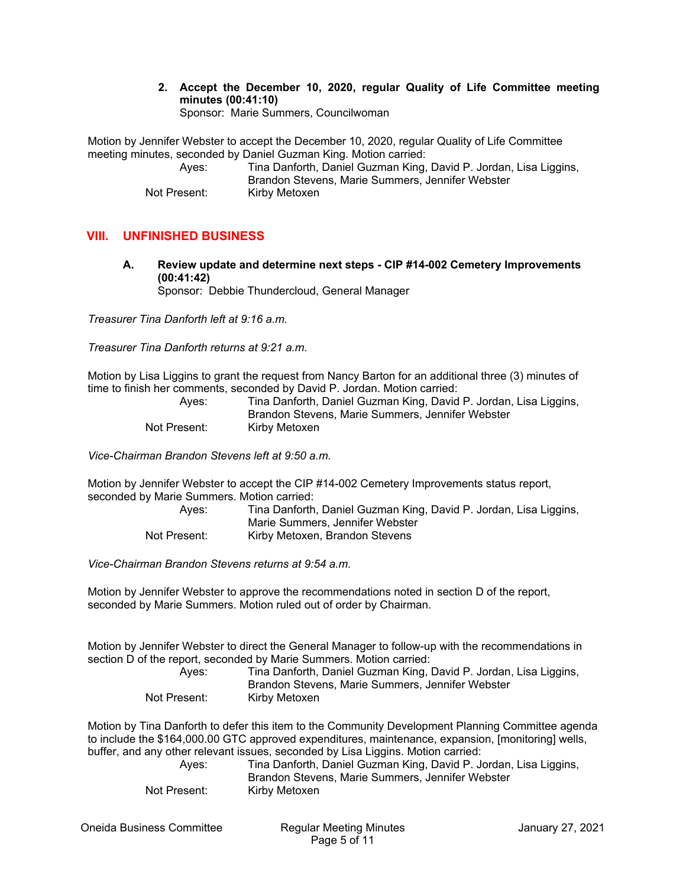**2. Accept the December 10, 2020, regular Quality of Life Committee meeting minutes (00:41:10)**
Sponsor: Marie Summers, Councilwoman

Motion by Jennifer Webster to accept the December 10, 2020, regular Quality of Life Committee meeting minutes, seconded by Daniel Guzman King. Motion carried:

Ayes: Tina Danforth, Daniel Guzman King, David P. Jordan, Lisa Liggins, Brandon Stevens, Marie Summers, Jennifer Webster
Not Present: Kirby Metoxen

## VIII. UNFINISHED BUSINESS

**A. Review update and determine next steps - CIP #14-002 Cemetery Improvements (00:41:42)**
Sponsor: Debbie Thundercloud, General Manager

*Treasurer Tina Danforth left at 9:16 a.m.*

*Treasurer Tina Danforth returns at 9:21 a.m.*

Motion by Lisa Liggins to grant the request from Nancy Barton for an additional three (3) minutes of time to finish her comments, seconded by David P. Jordan. Motion carried:

Ayes: Tina Danforth, Daniel Guzman King, David P. Jordan, Lisa Liggins, Brandon Stevens, Marie Summers, Jennifer Webster
Not Present: Kirby Metoxen

*Vice-Chairman Brandon Stevens left at 9:50 a.m.*

Motion by Jennifer Webster to accept the CIP #14-002 Cemetery Improvements status report, seconded by Marie Summers. Motion carried:

Ayes: Tina Danforth, Daniel Guzman King, David P. Jordan, Lisa Liggins, Marie Summers, Jennifer Webster
Not Present: Kirby Metoxen, Brandon Stevens

*Vice-Chairman Brandon Stevens returns at 9:54 a.m.*

Motion by Jennifer Webster to approve the recommendations noted in section D of the report, seconded by Marie Summers. Motion ruled out of order by Chairman.

Motion by Jennifer Webster to direct the General Manager to follow-up with the recommendations in section D of the report, seconded by Marie Summers. Motion carried:

Ayes: Tina Danforth, Daniel Guzman King, David P. Jordan, Lisa Liggins, Brandon Stevens, Marie Summers, Jennifer Webster
Not Present: Kirby Metoxen

Motion by Tina Danforth to defer this item to the Community Development Planning Committee agenda to include the $164,000.00 GTC approved expenditures, maintenance, expansion, [monitoring] wells, buffer, and any other relevant issues, seconded by Lisa Liggins. Motion carried:

Ayes: Tina Danforth, Daniel Guzman King, David P. Jordan, Lisa Liggins, Brandon Stevens, Marie Summers, Jennifer Webster
Not Present: Kirby Metoxen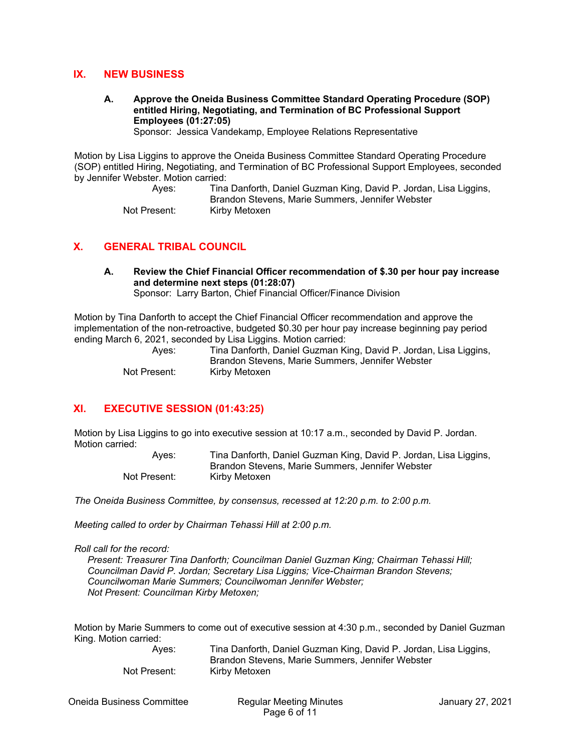## IX. NEW BUSINESS

**A. Approve the Oneida Business Committee Standard Operating Procedure (SOP) entitled Hiring, Negotiating, and Termination of BC Professional Support Employees (01:27:05)**
Sponsor: Jessica Vandekamp, Employee Relations Representative

Motion by Lisa Liggins to approve the Oneida Business Committee Standard Operating Procedure (SOP) entitled Hiring, Negotiating, and Termination of BC Professional Support Employees, seconded by Jennifer Webster. Motion carried:

Ayes: Tina Danforth, Daniel Guzman King, David P. Jordan, Lisa Liggins, Brandon Stevens, Marie Summers, Jennifer Webster
Not Present: Kirby Metoxen

## X. GENERAL TRIBAL COUNCIL

**A. Review the Chief Financial Officer recommendation of $.30 per hour pay increase and determine next steps (01:28:07)**
Sponsor: Larry Barton, Chief Financial Officer/Finance Division

Motion by Tina Danforth to accept the Chief Financial Officer recommendation and approve the implementation of the non-retroactive, budgeted $0.30 per hour pay increase beginning pay period ending March 6, 2021, seconded by Lisa Liggins. Motion carried:

Ayes: Tina Danforth, Daniel Guzman King, David P. Jordan, Lisa Liggins, Brandon Stevens, Marie Summers, Jennifer Webster
Not Present: Kirby Metoxen

## XI. EXECUTIVE SESSION (01:43:25)

Motion by Lisa Liggins to go into executive session at 10:17 a.m., seconded by David P. Jordan. Motion carried:

Ayes: Tina Danforth, Daniel Guzman King, David P. Jordan, Lisa Liggins, Brandon Stevens, Marie Summers, Jennifer Webster
Not Present: Kirby Metoxen

*The Oneida Business Committee, by consensus, recessed at 12:20 p.m. to 2:00 p.m.*

*Meeting called to order by Chairman Tehassi Hill at 2:00 p.m.*

*Roll call for the record:*
*Present: Treasurer Tina Danforth; Councilman Daniel Guzman King; Chairman Tehassi Hill; Councilman David P. Jordan; Secretary Lisa Liggins; Vice-Chairman Brandon Stevens; Councilwoman Marie Summers; Councilwoman Jennifer Webster;*
*Not Present: Councilman Kirby Metoxen;*

Motion by Marie Summers to come out of executive session at 4:30 p.m., seconded by Daniel Guzman King. Motion carried:

Ayes: Tina Danforth, Daniel Guzman King, David P. Jordan, Lisa Liggins, Brandon Stevens, Marie Summers, Jennifer Webster
Not Present: Kirby Metoxen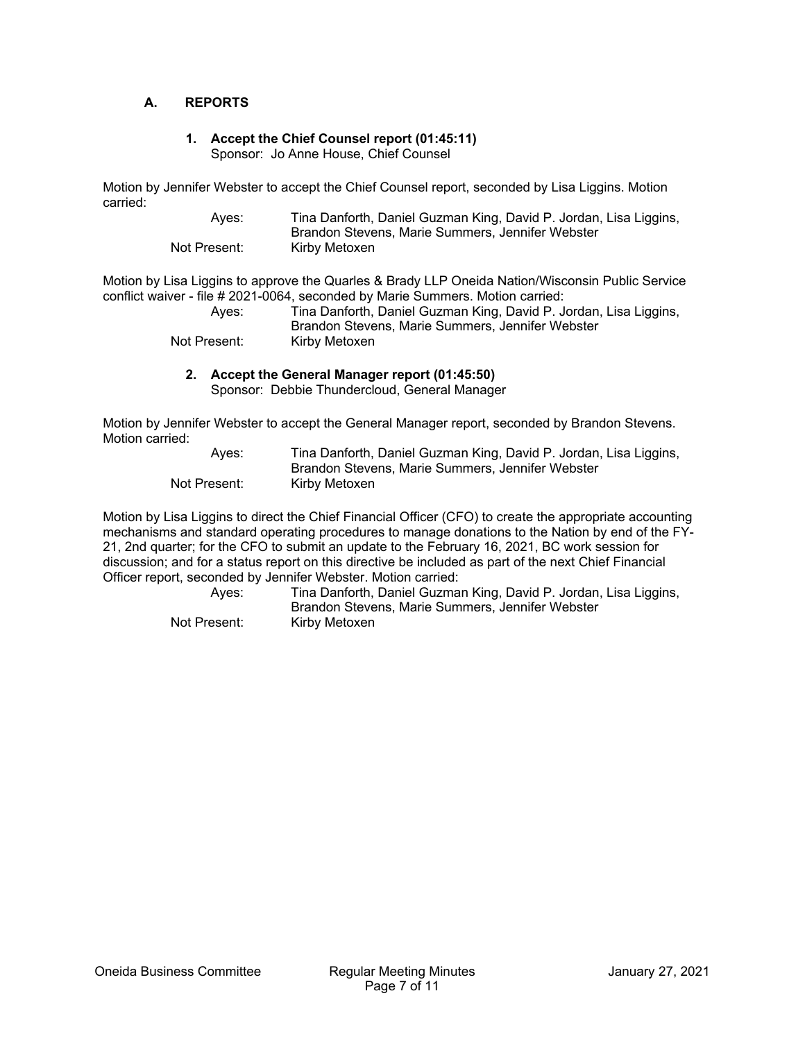## A. REPORTS

### 1. Accept the Chief Counsel report (01:45:11)

Sponsor: Jo Anne House, Chief Counsel

Motion by Jennifer Webster to accept the Chief Counsel report, seconded by Lisa Liggins. Motion carried:

| | |
|---|---|
| Ayes: | Tina Danforth, Daniel Guzman King, David P. Jordan, Lisa Liggins, Brandon Stevens, Marie Summers, Jennifer Webster |
| Not Present: | Kirby Metoxen |

Motion by Lisa Liggins to approve the Quarles & Brady LLP Oneida Nation/Wisconsin Public Service conflict waiver - file # 2021-0064, seconded by Marie Summers. Motion carried:

| | |
|---|---|
| Ayes: | Tina Danforth, Daniel Guzman King, David P. Jordan, Lisa Liggins, Brandon Stevens, Marie Summers, Jennifer Webster |
| Not Present: | Kirby Metoxen |

### 2. Accept the General Manager report (01:45:50)

Sponsor: Debbie Thundercloud, General Manager

Motion by Jennifer Webster to accept the General Manager report, seconded by Brandon Stevens. Motion carried:

| | |
|---|---|
| Ayes: | Tina Danforth, Daniel Guzman King, David P. Jordan, Lisa Liggins, Brandon Stevens, Marie Summers, Jennifer Webster |
| Not Present: | Kirby Metoxen |

Motion by Lisa Liggins to direct the Chief Financial Officer (CFO) to create the appropriate accounting mechanisms and standard operating procedures to manage donations to the Nation by end of the FY-21, 2nd quarter; for the CFO to submit an update to the February 16, 2021, BC work session for discussion; and for a status report on this directive be included as part of the next Chief Financial Officer report, seconded by Jennifer Webster. Motion carried:

| | |
|---|---|
| Ayes: | Tina Danforth, Daniel Guzman King, David P. Jordan, Lisa Liggins, Brandon Stevens, Marie Summers, Jennifer Webster |
| Not Present: | Kirby Metoxen |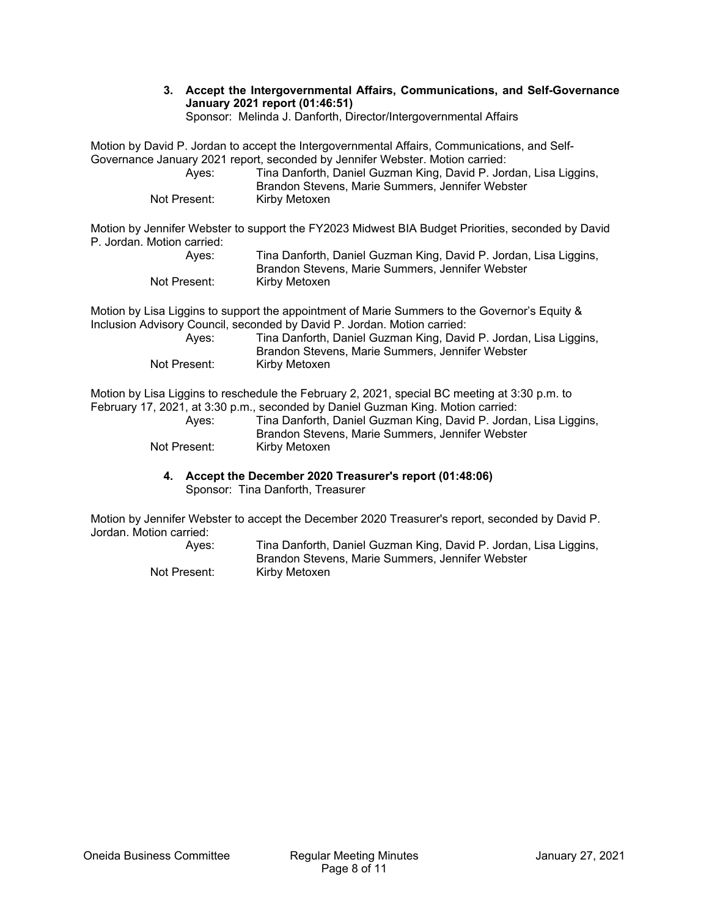**3. Accept the Intergovernmental Affairs, Communications, and Self-Governance January 2021 report (01:46:51)**
Sponsor: Melinda J. Danforth, Director/Intergovernmental Affairs

Motion by David P. Jordan to accept the Intergovernmental Affairs, Communications, and Self-Governance January 2021 report, seconded by Jennifer Webster. Motion carried:

Ayes: Tina Danforth, Daniel Guzman King, David P. Jordan, Lisa Liggins, Brandon Stevens, Marie Summers, Jennifer Webster
Not Present: Kirby Metoxen

Motion by Jennifer Webster to support the FY2023 Midwest BIA Budget Priorities, seconded by David P. Jordan. Motion carried:

Ayes: Tina Danforth, Daniel Guzman King, David P. Jordan, Lisa Liggins, Brandon Stevens, Marie Summers, Jennifer Webster
Not Present: Kirby Metoxen

Motion by Lisa Liggins to support the appointment of Marie Summers to the Governor's Equity & Inclusion Advisory Council, seconded by David P. Jordan. Motion carried:

Ayes: Tina Danforth, Daniel Guzman King, David P. Jordan, Lisa Liggins, Brandon Stevens, Marie Summers, Jennifer Webster
Not Present: Kirby Metoxen

Motion by Lisa Liggins to reschedule the February 2, 2021, special BC meeting at 3:30 p.m. to February 17, 2021, at 3:30 p.m., seconded by Daniel Guzman King. Motion carried:

Ayes: Tina Danforth, Daniel Guzman King, David P. Jordan, Lisa Liggins, Brandon Stevens, Marie Summers, Jennifer Webster
Not Present: Kirby Metoxen

**4. Accept the December 2020 Treasurer's report (01:48:06)**
Sponsor: Tina Danforth, Treasurer

Motion by Jennifer Webster to accept the December 2020 Treasurer's report, seconded by David P. Jordan. Motion carried:

Ayes: Tina Danforth, Daniel Guzman King, David P. Jordan, Lisa Liggins, Brandon Stevens, Marie Summers, Jennifer Webster
Not Present: Kirby Metoxen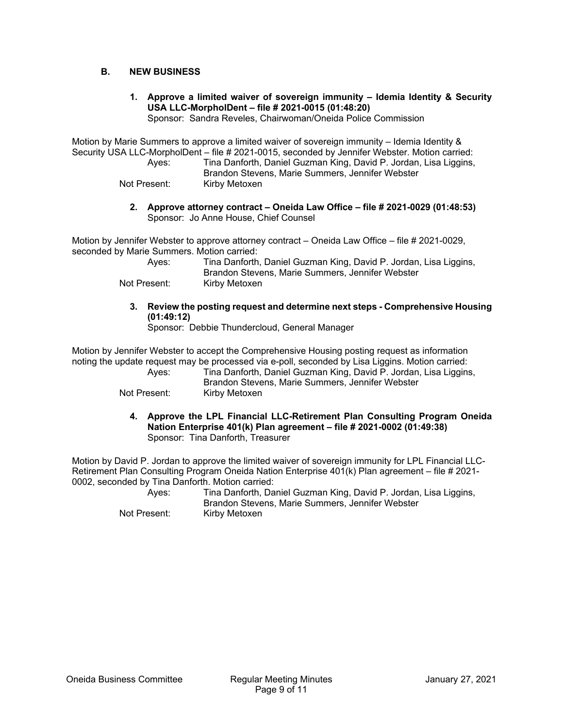## B. NEW BUSINESS

**1. Approve a limited waiver of sovereign immunity – Idemia Identity & Security USA LLC-MorpholDent – file # 2021-0015 (01:48:20)**
Sponsor: Sandra Reveles, Chairwoman/Oneida Police Commission

Motion by Marie Summers to approve a limited waiver of sovereign immunity – Idemia Identity & Security USA LLC-MorpholDent – file # 2021-0015, seconded by Jennifer Webster. Motion carried:

Ayes: Tina Danforth, Daniel Guzman King, David P. Jordan, Lisa Liggins, Brandon Stevens, Marie Summers, Jennifer Webster
Not Present: Kirby Metoxen

**2. Approve attorney contract – Oneida Law Office – file # 2021-0029 (01:48:53)**
Sponsor: Jo Anne House, Chief Counsel

Motion by Jennifer Webster to approve attorney contract – Oneida Law Office – file # 2021-0029, seconded by Marie Summers. Motion carried:

Ayes: Tina Danforth, Daniel Guzman King, David P. Jordan, Lisa Liggins, Brandon Stevens, Marie Summers, Jennifer Webster
Not Present: Kirby Metoxen

**3. Review the posting request and determine next steps - Comprehensive Housing (01:49:12)**
Sponsor: Debbie Thundercloud, General Manager

Motion by Jennifer Webster to accept the Comprehensive Housing posting request as information noting the update request may be processed via e-poll, seconded by Lisa Liggins. Motion carried:

Ayes: Tina Danforth, Daniel Guzman King, David P. Jordan, Lisa Liggins, Brandon Stevens, Marie Summers, Jennifer Webster
Not Present: Kirby Metoxen

**4. Approve the LPL Financial LLC-Retirement Plan Consulting Program Oneida Nation Enterprise 401(k) Plan agreement – file # 2021-0002 (01:49:38)**
Sponsor: Tina Danforth, Treasurer

Motion by David P. Jordan to approve the limited waiver of sovereign immunity for LPL Financial LLC-Retirement Plan Consulting Program Oneida Nation Enterprise 401(k) Plan agreement – file # 2021-0002, seconded by Tina Danforth. Motion carried:

Ayes: Tina Danforth, Daniel Guzman King, David P. Jordan, Lisa Liggins, Brandon Stevens, Marie Summers, Jennifer Webster
Not Present: Kirby Metoxen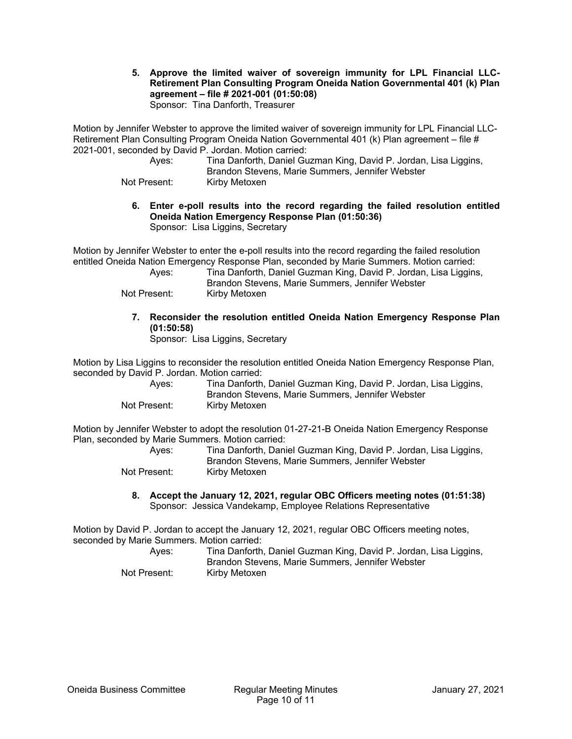**5. Approve the limited waiver of sovereign immunity for LPL Financial LLC-Retirement Plan Consulting Program Oneida Nation Governmental 401 (k) Plan agreement – file # 2021-001 (01:50:08)**
Sponsor: Tina Danforth, Treasurer

Motion by Jennifer Webster to approve the limited waiver of sovereign immunity for LPL Financial LLC-Retirement Plan Consulting Program Oneida Nation Governmental 401 (k) Plan agreement – file # 2021-001, seconded by David P. Jordan. Motion carried:

Ayes: Tina Danforth, Daniel Guzman King, David P. Jordan, Lisa Liggins, Brandon Stevens, Marie Summers, Jennifer Webster
Not Present: Kirby Metoxen

**6. Enter e-poll results into the record regarding the failed resolution entitled Oneida Nation Emergency Response Plan (01:50:36)**
Sponsor: Lisa Liggins, Secretary

Motion by Jennifer Webster to enter the e-poll results into the record regarding the failed resolution entitled Oneida Nation Emergency Response Plan, seconded by Marie Summers. Motion carried:

Ayes: Tina Danforth, Daniel Guzman King, David P. Jordan, Lisa Liggins, Brandon Stevens, Marie Summers, Jennifer Webster
Not Present: Kirby Metoxen

**7. Reconsider the resolution entitled Oneida Nation Emergency Response Plan (01:50:58)**
Sponsor: Lisa Liggins, Secretary

Motion by Lisa Liggins to reconsider the resolution entitled Oneida Nation Emergency Response Plan, seconded by David P. Jordan. Motion carried:

Ayes: Tina Danforth, Daniel Guzman King, David P. Jordan, Lisa Liggins, Brandon Stevens, Marie Summers, Jennifer Webster
Not Present: Kirby Metoxen

Motion by Jennifer Webster to adopt the resolution 01-27-21-B Oneida Nation Emergency Response Plan, seconded by Marie Summers. Motion carried:

Ayes: Tina Danforth, Daniel Guzman King, David P. Jordan, Lisa Liggins, Brandon Stevens, Marie Summers, Jennifer Webster
Not Present: Kirby Metoxen

**8. Accept the January 12, 2021, regular OBC Officers meeting notes (01:51:38)**
Sponsor: Jessica Vandekamp, Employee Relations Representative

Motion by David P. Jordan to accept the January 12, 2021, regular OBC Officers meeting notes, seconded by Marie Summers. Motion carried:

Ayes: Tina Danforth, Daniel Guzman King, David P. Jordan, Lisa Liggins, Brandon Stevens, Marie Summers, Jennifer Webster
Not Present: Kirby Metoxen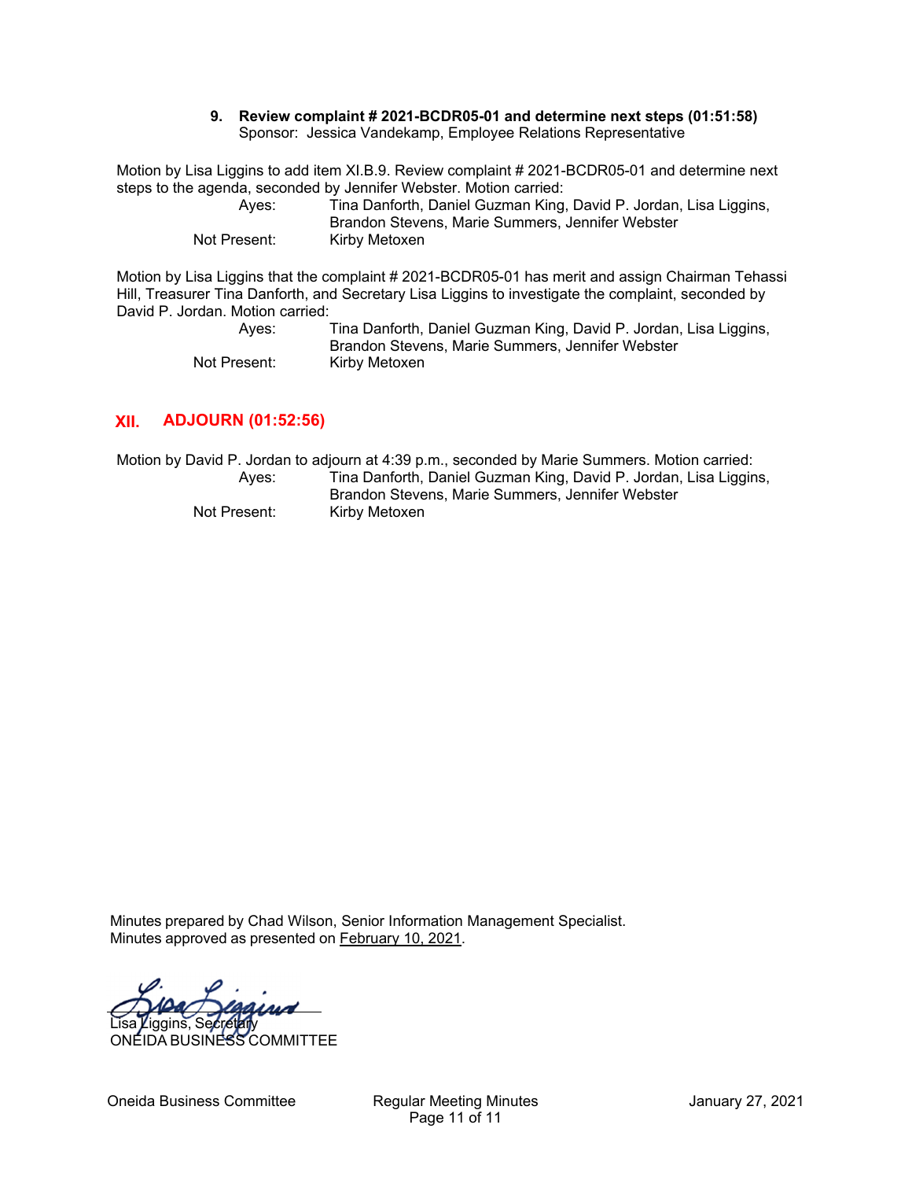**9. Review complaint # 2021-BCDR05-01 and determine next steps (01:51:58)**
Sponsor: Jessica Vandekamp, Employee Relations Representative

Motion by Lisa Liggins to add item XI.B.9. Review complaint # 2021-BCDR05-01 and determine next steps to the agenda, seconded by Jennifer Webster. Motion carried:

| | |
|---|---|
| Ayes: | Tina Danforth, Daniel Guzman King, David P. Jordan, Lisa Liggins, Brandon Stevens, Marie Summers, Jennifer Webster |
| Not Present: | Kirby Metoxen |

Motion by Lisa Liggins that the complaint # 2021-BCDR05-01 has merit and assign Chairman Tehassi Hill, Treasurer Tina Danforth, and Secretary Lisa Liggins to investigate the complaint, seconded by David P. Jordan. Motion carried:

| | |
|---|---|
| Ayes: | Tina Danforth, Daniel Guzman King, David P. Jordan, Lisa Liggins, Brandon Stevens, Marie Summers, Jennifer Webster |
| Not Present: | Kirby Metoxen |

## XII. ADJOURN (01:52:56)

Motion by David P. Jordan to adjourn at 4:39 p.m., seconded by Marie Summers. Motion carried:

| | |
|---|---|
| Ayes: | Tina Danforth, Daniel Guzman King, David P. Jordan, Lisa Liggins, Brandon Stevens, Marie Summers, Jennifer Webster |
| Not Present: | Kirby Metoxen |

Minutes prepared by Chad Wilson, Senior Information Management Specialist.
Minutes approved as presented on February 10, 2021.

Lisa Liggins, Secretary
ONEIDA BUSINESS COMMITTEE